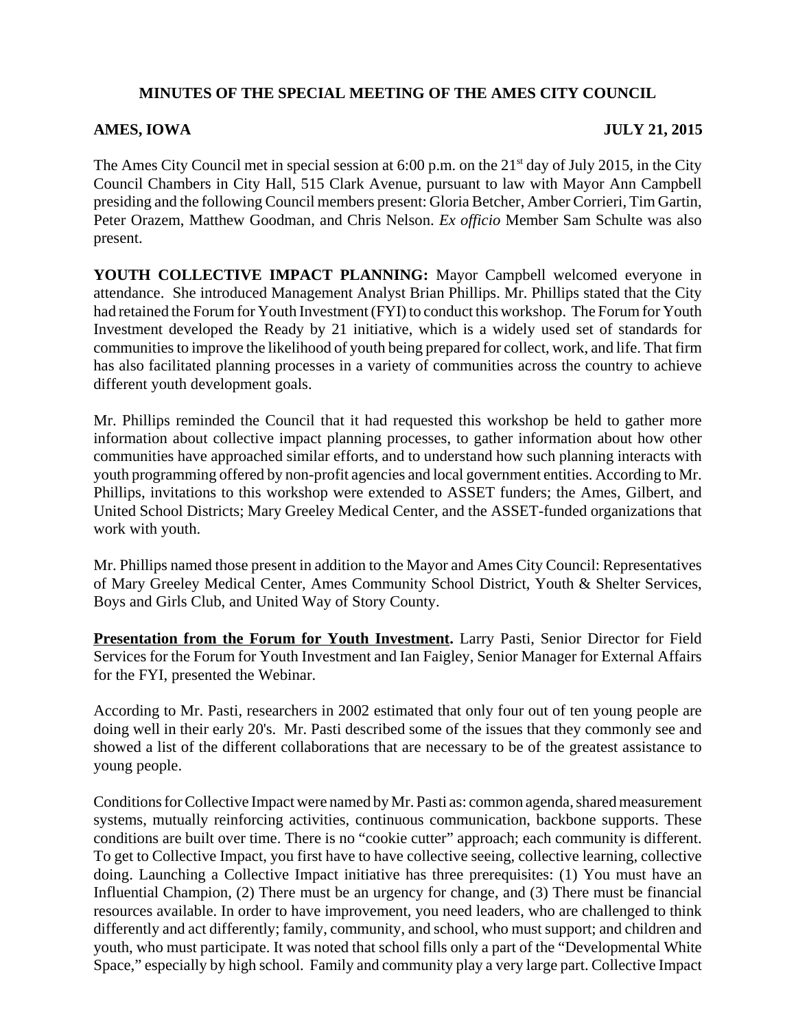**MINUTES OF THE SPECIAL MEETING OF THE AMES CITY COUNCIL**

**AMES, IOWA** **JULY 21, 2015**

The Ames City Council met in special session at 6:00 p.m. on the 21st day of July 2015, in the City Council Chambers in City Hall, 515 Clark Avenue, pursuant to law with Mayor Ann Campbell presiding and the following Council members present: Gloria Betcher, Amber Corrieri, Tim Gartin, Peter Orazem, Matthew Goodman, and Chris Nelson. *Ex officio* Member Sam Schulte was also present.

**YOUTH COLLECTIVE IMPACT PLANNING:** Mayor Campbell welcomed everyone in attendance. She introduced Management Analyst Brian Phillips. Mr. Phillips stated that the City had retained the Forum for Youth Investment (FYI) to conduct this workshop. The Forum for Youth Investment developed the Ready by 21 initiative, which is a widely used set of standards for communities to improve the likelihood of youth being prepared for collect, work, and life. That firm has also facilitated planning processes in a variety of communities across the country to achieve different youth development goals.

Mr. Phillips reminded the Council that it had requested this workshop be held to gather more information about collective impact planning processes, to gather information about how other communities have approached similar efforts, and to understand how such planning interacts with youth programming offered by non-profit agencies and local government entities. According to Mr. Phillips, invitations to this workshop were extended to ASSET funders; the Ames, Gilbert, and United School Districts; Mary Greeley Medical Center, and the ASSET-funded organizations that work with youth.

Mr. Phillips named those present in addition to the Mayor and Ames City Council: Representatives of Mary Greeley Medical Center, Ames Community School District, Youth & Shelter Services, Boys and Girls Club, and United Way of Story County.

**Presentation from the Forum for Youth Investment.** Larry Pasti, Senior Director for Field Services for the Forum for Youth Investment and Ian Faigley, Senior Manager for External Affairs for the FYI, presented the Webinar.

According to Mr. Pasti, researchers in 2002 estimated that only four out of ten young people are doing well in their early 20's. Mr. Pasti described some of the issues that they commonly see and showed a list of the different collaborations that are necessary to be of the greatest assistance to young people.

Conditions for Collective Impact were named by Mr. Pasti as: common agenda, shared measurement systems, mutually reinforcing activities, continuous communication, backbone supports. These conditions are built over time. There is no "cookie cutter" approach; each community is different. To get to Collective Impact, you first have to have collective seeing, collective learning, collective doing. Launching a Collective Impact initiative has three prerequisites: (1) You must have an Influential Champion, (2) There must be an urgency for change, and (3) There must be financial resources available. In order to have improvement, you need leaders, who are challenged to think differently and act differently; family, community, and school, who must support; and children and youth, who must participate. It was noted that school fills only a part of the "Developmental White Space," especially by high school. Family and community play a very large part. Collective Impact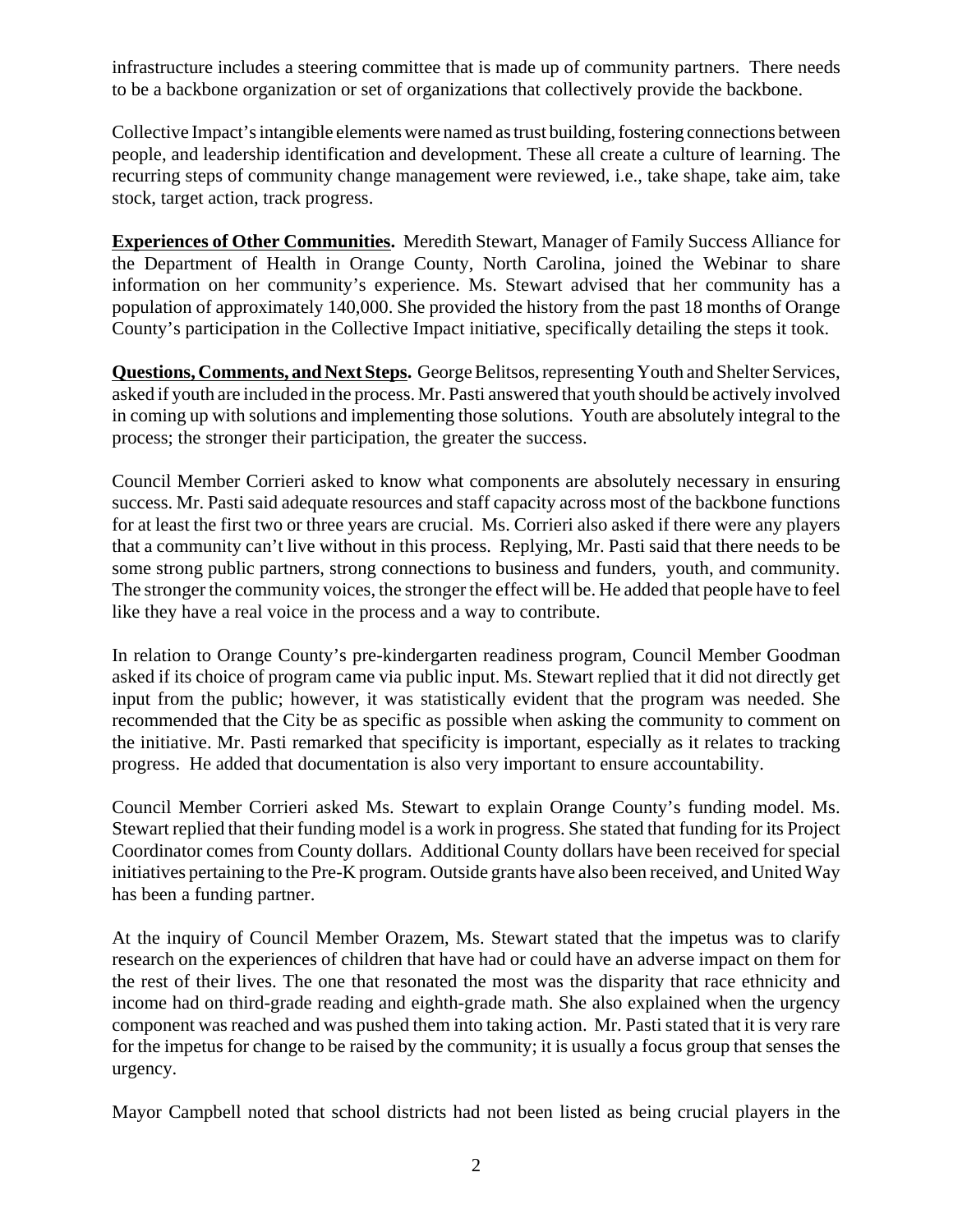infrastructure includes a steering committee that is made up of community partners. There needs to be a backbone organization or set of organizations that collectively provide the backbone.

Collective Impact's intangible elements were named as trust building, fostering connections between people, and leadership identification and development. These all create a culture of learning. The recurring steps of community change management were reviewed, i.e., take shape, take aim, take stock, target action, track progress.

**Experiences of Other Communities.** Meredith Stewart, Manager of Family Success Alliance for the Department of Health in Orange County, North Carolina, joined the Webinar to share information on her community's experience. Ms. Stewart advised that her community has a population of approximately 140,000. She provided the history from the past 18 months of Orange County's participation in the Collective Impact initiative, specifically detailing the steps it took.

**Questions, Comments, and Next Steps.** George Belitsos, representing Youth and Shelter Services, asked if youth are included in the process. Mr. Pasti answered that youth should be actively involved in coming up with solutions and implementing those solutions. Youth are absolutely integral to the process; the stronger their participation, the greater the success.

Council Member Corrieri asked to know what components are absolutely necessary in ensuring success. Mr. Pasti said adequate resources and staff capacity across most of the backbone functions for at least the first two or three years are crucial. Ms. Corrieri also asked if there were any players that a community can't live without in this process. Replying, Mr. Pasti said that there needs to be some strong public partners, strong connections to business and funders, youth, and community. The stronger the community voices, the stronger the effect will be. He added that people have to feel like they have a real voice in the process and a way to contribute.

In relation to Orange County's pre-kindergarten readiness program, Council Member Goodman asked if its choice of program came via public input. Ms. Stewart replied that it did not directly get input from the public; however, it was statistically evident that the program was needed. She recommended that the City be as specific as possible when asking the community to comment on the initiative. Mr. Pasti remarked that specificity is important, especially as it relates to tracking progress. He added that documentation is also very important to ensure accountability.

Council Member Corrieri asked Ms. Stewart to explain Orange County's funding model. Ms. Stewart replied that their funding model is a work in progress. She stated that funding for its Project Coordinator comes from County dollars. Additional County dollars have been received for special initiatives pertaining to the Pre-K program. Outside grants have also been received, and United Way has been a funding partner.

At the inquiry of Council Member Orazem, Ms. Stewart stated that the impetus was to clarify research on the experiences of children that have had or could have an adverse impact on them for the rest of their lives. The one that resonated the most was the disparity that race ethnicity and income had on third-grade reading and eighth-grade math. She also explained when the urgency component was reached and was pushed them into taking action. Mr. Pasti stated that it is very rare for the impetus for change to be raised by the community; it is usually a focus group that senses the urgency.

Mayor Campbell noted that school districts had not been listed as being crucial players in the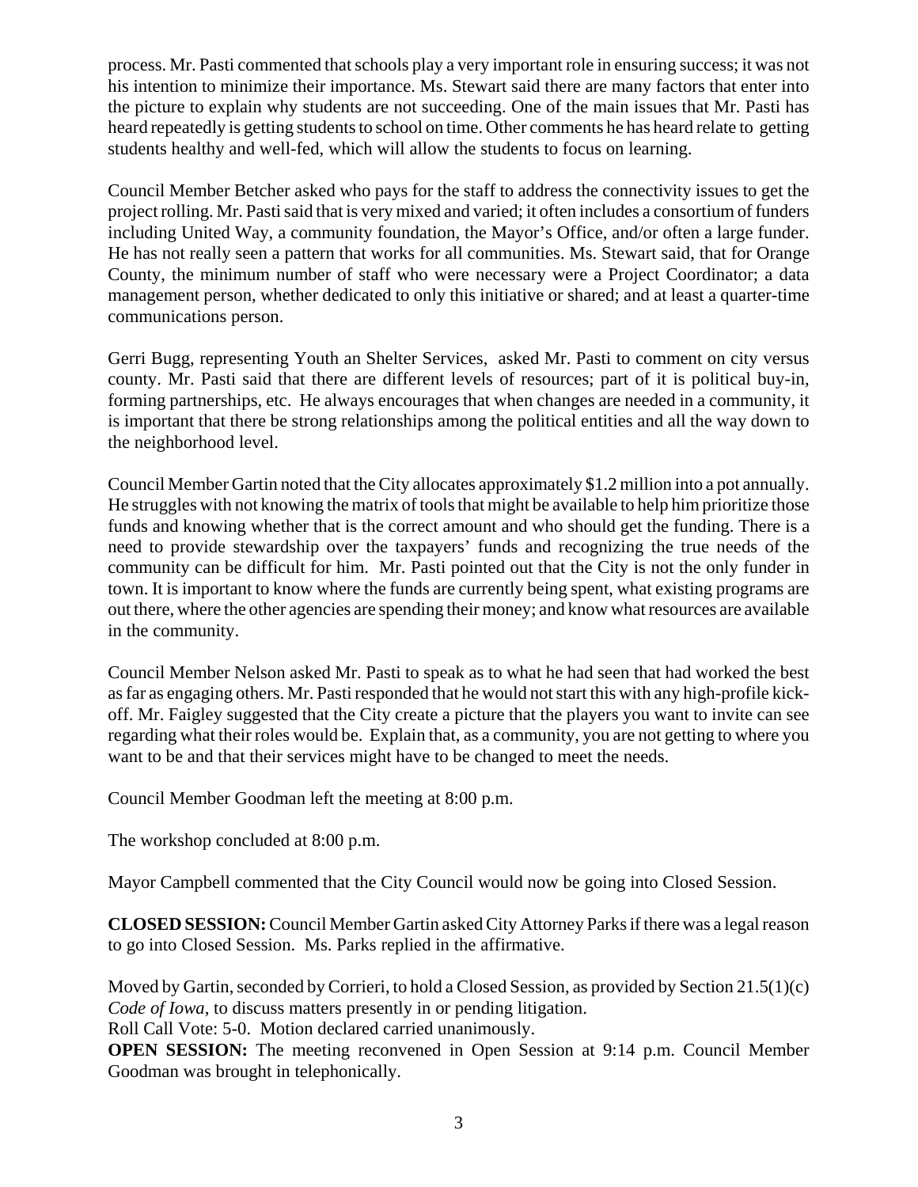process. Mr. Pasti commented that schools play a very important role in ensuring success; it was not his intention to minimize their importance. Ms. Stewart said there are many factors that enter into the picture to explain why students are not succeeding. One of the main issues that Mr. Pasti has heard repeatedly is getting students to school on time. Other comments he has heard relate to getting students healthy and well-fed, which will allow the students to focus on learning.

Council Member Betcher asked who pays for the staff to address the connectivity issues to get the project rolling. Mr. Pasti said that is very mixed and varied; it often includes a consortium of funders including United Way, a community foundation, the Mayor's Office, and/or often a large funder. He has not really seen a pattern that works for all communities. Ms. Stewart said, that for Orange County, the minimum number of staff who were necessary were a Project Coordinator; a data management person, whether dedicated to only this initiative or shared; and at least a quarter-time communications person.

Gerri Bugg, representing Youth an Shelter Services, asked Mr. Pasti to comment on city versus county. Mr. Pasti said that there are different levels of resources; part of it is political buy-in, forming partnerships, etc. He always encourages that when changes are needed in a community, it is important that there be strong relationships among the political entities and all the way down to the neighborhood level.

Council Member Gartin noted that the City allocates approximately $1.2 million into a pot annually. He struggles with not knowing the matrix of tools that might be available to help him prioritize those funds and knowing whether that is the correct amount and who should get the funding. There is a need to provide stewardship over the taxpayers' funds and recognizing the true needs of the community can be difficult for him. Mr. Pasti pointed out that the City is not the only funder in town. It is important to know where the funds are currently being spent, what existing programs are out there, where the other agencies are spending their money; and know what resources are available in the community.

Council Member Nelson asked Mr. Pasti to speak as to what he had seen that had worked the best as far as engaging others. Mr. Pasti responded that he would not start this with any high-profile kick-off. Mr. Faigley suggested that the City create a picture that the players you want to invite can see regarding what their roles would be. Explain that, as a community, you are not getting to where you want to be and that their services might have to be changed to meet the needs.

Council Member Goodman left the meeting at 8:00 p.m.

The workshop concluded at 8:00 p.m.

Mayor Campbell commented that the City Council would now be going into Closed Session.

**CLOSED SESSION:** Council Member Gartin asked City Attorney Parks if there was a legal reason to go into Closed Session. Ms. Parks replied in the affirmative.

Moved by Gartin, seconded by Corrieri, to hold a Closed Session, as provided by Section 21.5(1)(c) *Code of Iowa*, to discuss matters presently in or pending litigation.
Roll Call Vote: 5-0. Motion declared carried unanimously.
**OPEN SESSION:** The meeting reconvened in Open Session at 9:14 p.m. Council Member Goodman was brought in telephonically.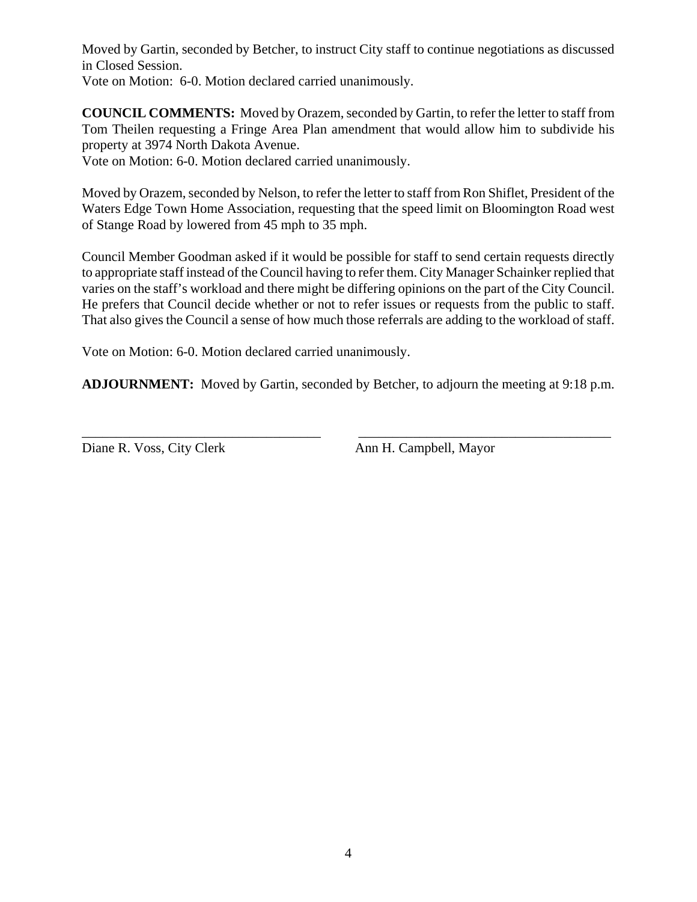Moved by Gartin, seconded by Betcher, to instruct City staff to continue negotiations as discussed in Closed Session.
Vote on Motion: 6-0. Motion declared carried unanimously.

**COUNCIL COMMENTS:** Moved by Orazem, seconded by Gartin, to refer the letter to staff from Tom Theilen requesting a Fringe Area Plan amendment that would allow him to subdivide his property at 3974 North Dakota Avenue.
Vote on Motion: 6-0. Motion declared carried unanimously.

Moved by Orazem, seconded by Nelson, to refer the letter to staff from Ron Shiflet, President of the Waters Edge Town Home Association, requesting that the speed limit on Bloomington Road west of Stange Road by lowered from 45 mph to 35 mph.

Council Member Goodman asked if it would be possible for staff to send certain requests directly to appropriate staff instead of the Council having to refer them. City Manager Schainker replied that varies on the staff's workload and there might be differing opinions on the part of the City Council. He prefers that Council decide whether or not to refer issues or requests from the public to staff. That also gives the Council a sense of how much those referrals are adding to the workload of staff.

Vote on Motion: 6-0. Motion declared carried unanimously.

**ADJOURNMENT:** Moved by Gartin, seconded by Betcher, to adjourn the meeting at 9:18 p.m.

\_\_\_\_\_\_\_\_\_\_\_\_\_\_\_\_\_\_\_\_\_\_\_\_\_\_\_\_\_\_\_\_\_\_\_ \_\_\_\_\_\_\_\_\_\_\_\_\_\_\_\_\_\_\_\_\_\_\_\_\_\_\_\_\_\_\_\_\_\_\_\_\_\_

Diane R. Voss, City Clerk Ann H. Campbell, Mayor